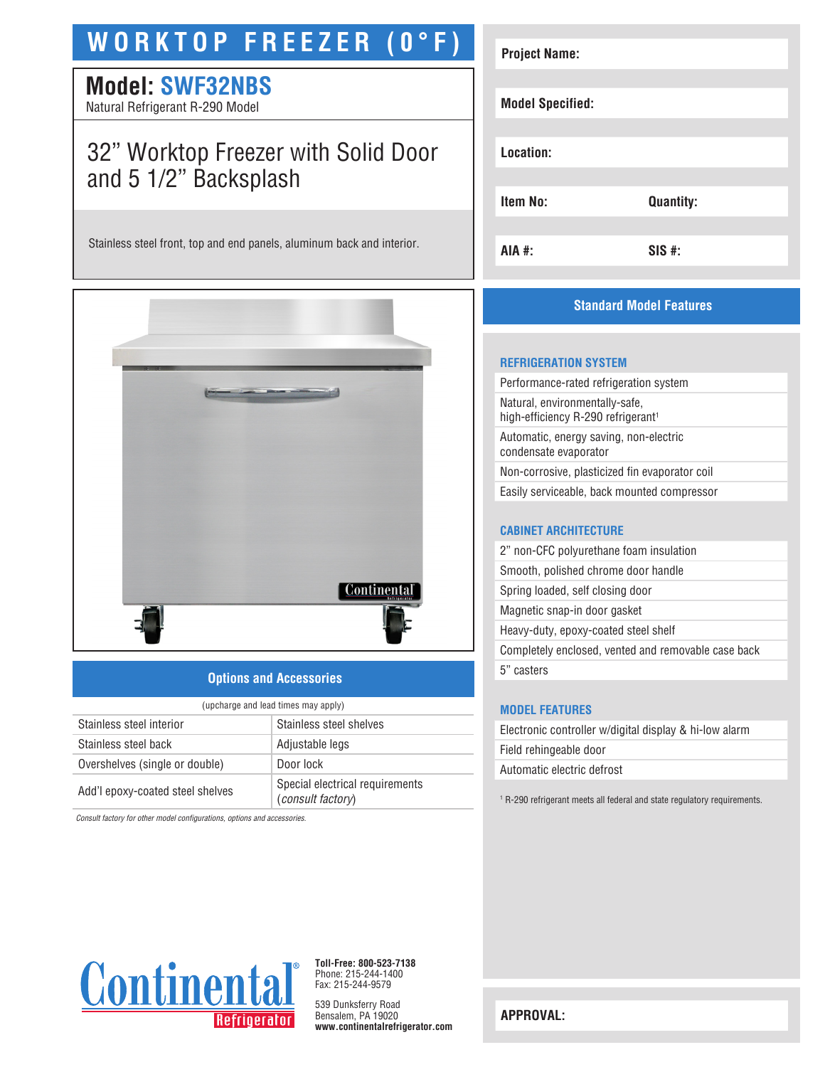# WORKTOP FREEZER (0°F)

## Model: SWF32NBS

Natural Refrigerant R-290 Model

## 32" Worktop Freezer with Solid Door and 5 1/2" Backsplash

Stainless steel front, top and end panels, aluminum back and interior.

| Project Name: | |
|---|---|
| Model Specified: | |
| Location: | |
| Item No: | Quantity: |
| AIA #: | SIS #: |

## Options and Accessories

(upcharge and lead times may apply)

| | |
|---|---|
| Stainless steel interior | Stainless steel shelves |
| Stainless steel back | Adjustable legs |
| Overshelves (single or double) | Door lock |
| Add'l epoxy-coated steel shelves | Special electrical requirements (*consult factory*) |

*Consult factory for other model configurations, options and accessories.*

## Standard Model Features

### REFRIGERATION SYSTEM

- Performance-rated refrigeration system
- Natural, environmentally-safe, high-efficiency R-290 refrigerant[1]
- Automatic, energy saving, non-electric condensate evaporator
- Non-corrosive, plasticized fin evaporator coil
- Easily serviceable, back mounted compressor

### CABINET ARCHITECTURE

- 2" non-CFC polyurethane foam insulation
- Smooth, polished chrome door handle
- Spring loaded, self closing door
- Magnetic snap-in door gasket
- Heavy-duty, epoxy-coated steel shelf
- Completely enclosed, vented and removable case back
- 5" casters

### MODEL FEATURES

- Electronic controller w/digital display & hi-low alarm
- Field rehingeable door
- Automatic electric defrost

[1] R-290 refrigerant meets all federal and state regulatory requirements.

Continental Refrigerator

**Toll-Free: 800-523-7138**
Phone: 215-244-1400
Fax: 215-244-9579

539 Dunksferry Road
Bensalem, PA 19020
**www.continentalrefrigerator.com**

**APPROVAL:**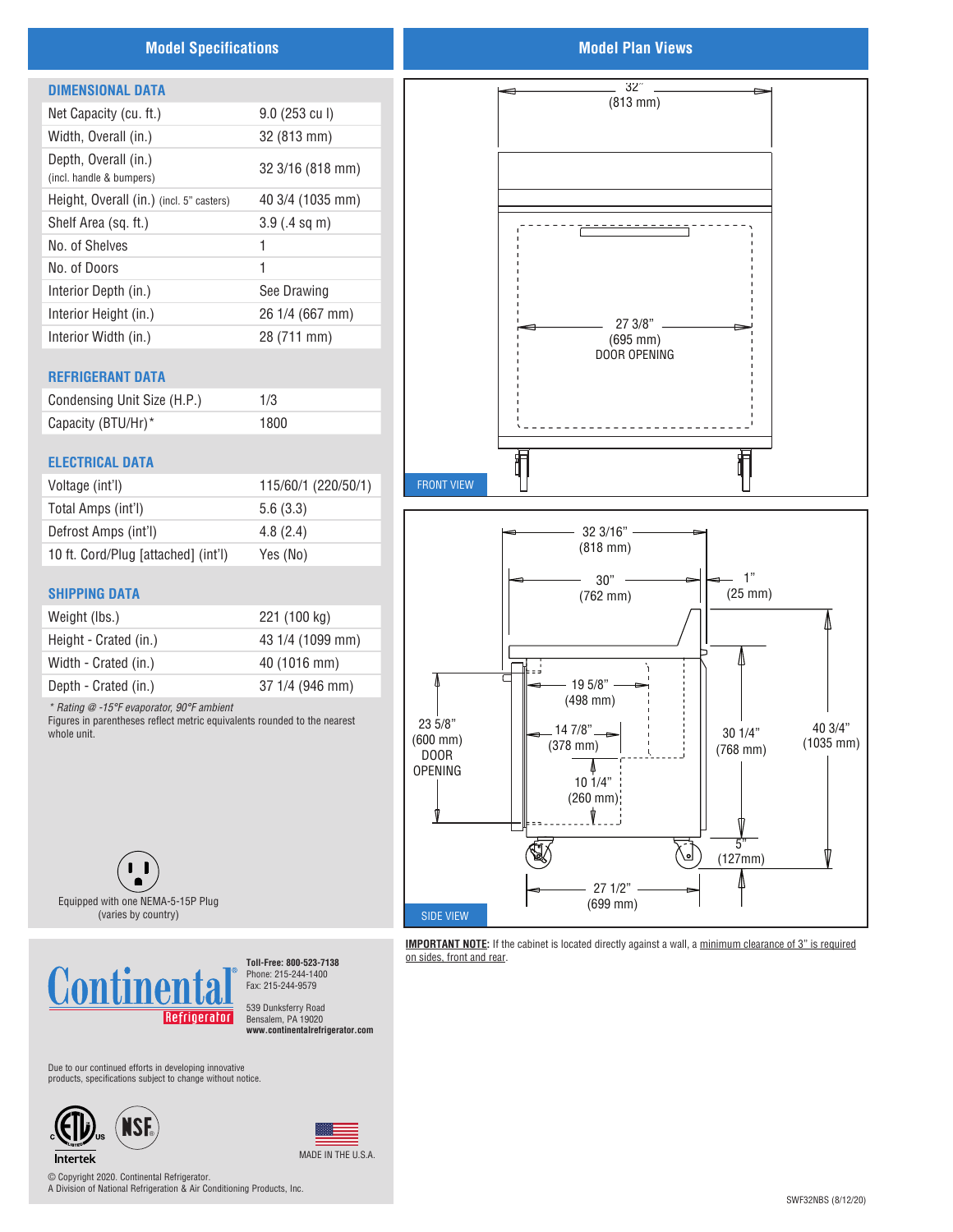## Model Specifications

### DIMENSIONAL DATA

| | |
|---|---|
| Net Capacity (cu. ft.) | 9.0 (253 cu l) |
| Width, Overall (in.) | 32 (813 mm) |
| Depth, Overall (in.) (incl. handle & bumpers) | 32 3/16 (818 mm) |
| Height, Overall (in.) (incl. 5" casters) | 40 3/4 (1035 mm) |
| Shelf Area (sq. ft.) | 3.9 (.4 sq m) |
| No. of Shelves | 1 |
| No. of Doors | 1 |
| Interior Depth (in.) | See Drawing |
| Interior Height (in.) | 26 1/4 (667 mm) |
| Interior Width (in.) | 28 (711 mm) |

### REFRIGERANT DATA

| | |
|---|---|
| Condensing Unit Size (H.P.) | 1/3 |
| Capacity (BTU/Hr)* | 1800 |

### ELECTRICAL DATA

| | |
|---|---|
| Voltage (int'l) | 115/60/1 (220/50/1) |
| Total Amps (int'l) | 5.6 (3.3) |
| Defrost Amps (int'l) | 4.8 (2.4) |
| 10 ft. Cord/Plug [attached] (int'l) | Yes (No) |

### SHIPPING DATA

| | |
|---|---|
| Weight (lbs.) | 221 (100 kg) |
| Height - Crated (in.) | 43 1/4 (1099 mm) |
| Width - Crated (in.) | 40 (1016 mm) |
| Depth - Crated (in.) | 37 1/4 (946 mm) |

*\* Rating @ -15°F evaporator, 90°F ambient*

Figures in parentheses reflect metric equivalents rounded to the nearest whole unit.

Equipped with one NEMA-5-15P Plug (varies by country)

## Model Plan Views

FRONT VIEW

32"
(813 mm)

27 3/8"
(695 mm)
DOOR OPENING

SIDE VIEW

32 3/16"
(818 mm)

30"
(762 mm)

1"
(25 mm)

19 5/8"
(498 mm)

14 7/8"
(378 mm)

10 1/4"
(260 mm)

23 5/8"
(600 mm)
DOOR OPENING

30 1/4"
(768 mm)

40 3/4"
(1035 mm)

5"
(127mm)

27 1/2"
(699 mm)

**IMPORTANT NOTE:** If the cabinet is located directly against a wall, a minimum clearance of 3" is required on sides, front and rear.

Continental Refrigerator

**Toll-Free: 800-523-7138**
Phone: 215-244-1400
Fax: 215-244-9579

539 Dunksferry Road
Bensalem, PA 19020
**www.continentalrefrigerator.com**

Due to our continued efforts in developing innovative products, specifications subject to change without notice.

Intertek

MADE IN THE U.S.A.

© Copyright 2020. Continental Refrigerator.
A Division of National Refrigeration & Air Conditioning Products, Inc.

SWF32NBS (8/12/20)